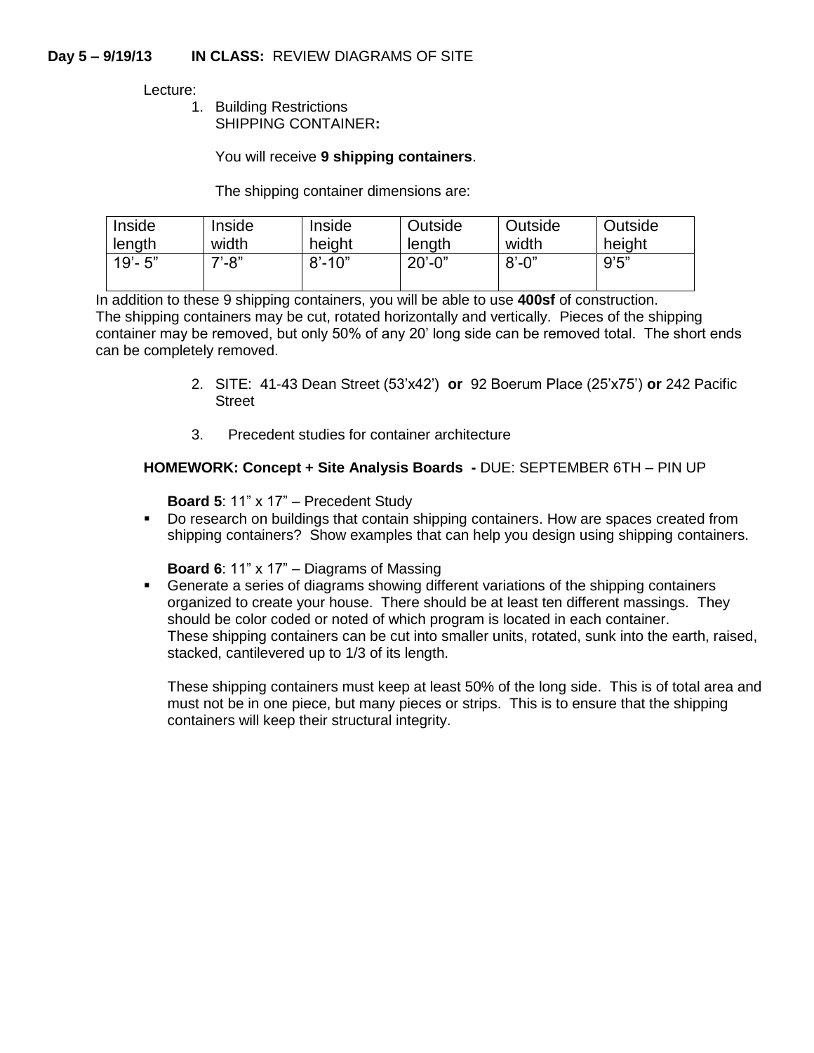**Day 5 – 9/19/13 IN CLASS:** REVIEW DIAGRAMS OF SITE

Lecture:

1. Building Restrictions
   SHIPPING CONTAINER**:**

   You will receive **9 shipping containers**.

   The shipping container dimensions are:

| Inside length | Inside width | Inside height | Outside length | Outside width | Outside height |
|---|---|---|---|---|---|
| 19'- 5" | 7'-8" | 8'-10" | 20'-0" | 8'-0" | 9'5" |

In addition to these 9 shipping containers, you will be able to use **400sf** of construction. The shipping containers may be cut, rotated horizontally and vertically. Pieces of the shipping container may be removed, but only 50% of any 20' long side can be removed total. The short ends can be completely removed.

2. SITE: 41-43 Dean Street (53'x42') **or** 92 Boerum Place (25'x75') **or** 242 Pacific Street

3. Precedent studies for container architecture

**HOMEWORK: Concept + Site Analysis Boards -** DUE: SEPTEMBER 6TH – PIN UP

**Board 5**: 11" x 17" – Precedent Study

- Do research on buildings that contain shipping containers. How are spaces created from shipping containers? Show examples that can help you design using shipping containers.

**Board 6**: 11" x 17" – Diagrams of Massing

- Generate a series of diagrams showing different variations of the shipping containers organized to create your house. There should be at least ten different massings. They should be color coded or noted of which program is located in each container.
  These shipping containers can be cut into smaller units, rotated, sunk into the earth, raised, stacked, cantilevered up to 1/3 of its length.

  These shipping containers must keep at least 50% of the long side. This is of total area and must not be in one piece, but many pieces or strips. This is to ensure that the shipping containers will keep their structural integrity.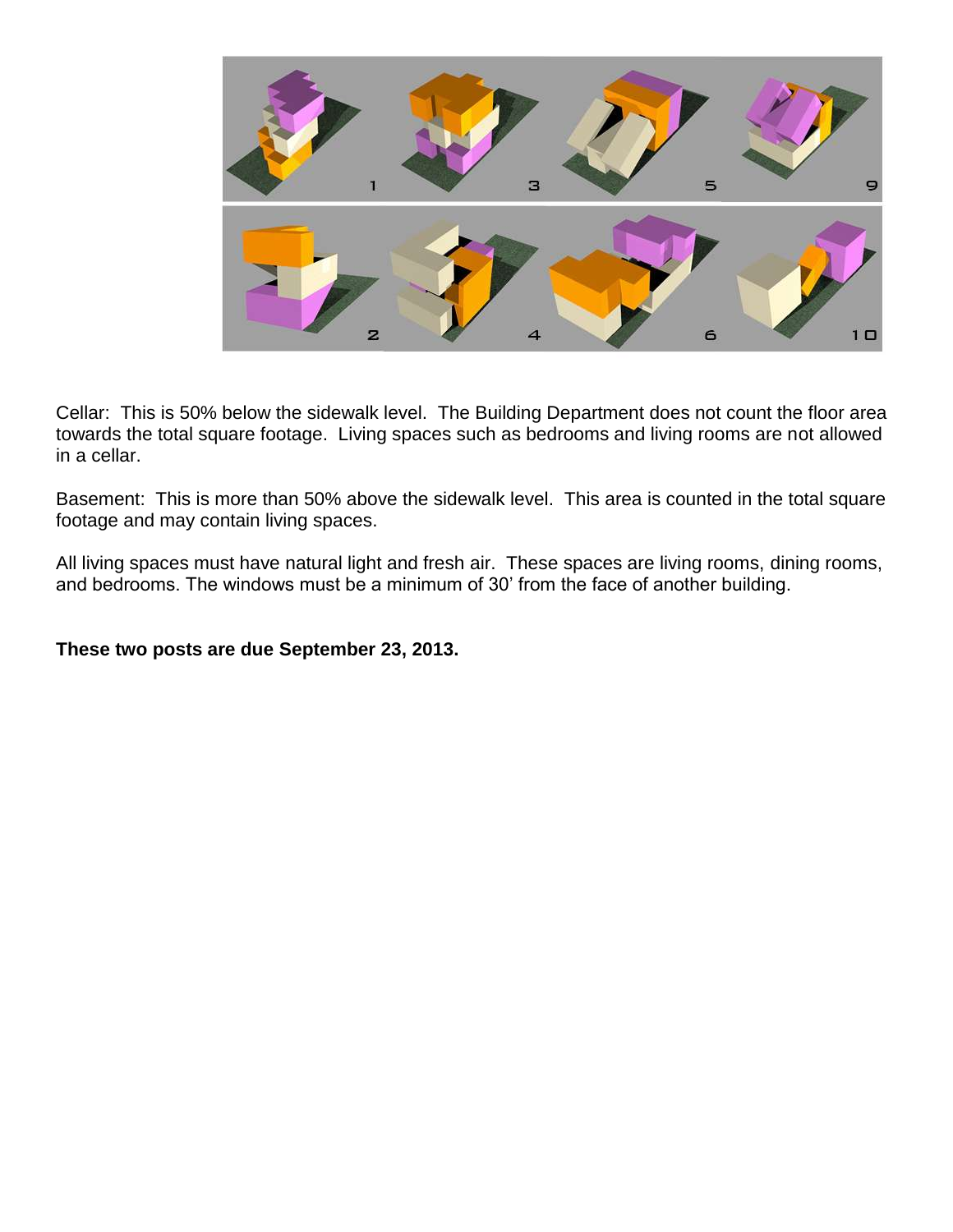1 3 5 9

2 4 6 10

Cellar: This is 50% below the sidewalk level. The Building Department does not count the floor area towards the total square footage. Living spaces such as bedrooms and living rooms are not allowed in a cellar.

Basement: This is more than 50% above the sidewalk level. This area is counted in the total square footage and may contain living spaces.

All living spaces must have natural light and fresh air. These spaces are living rooms, dining rooms, and bedrooms. The windows must be a minimum of 30’ from the face of another building.

**These two posts are due September 23, 2013.**